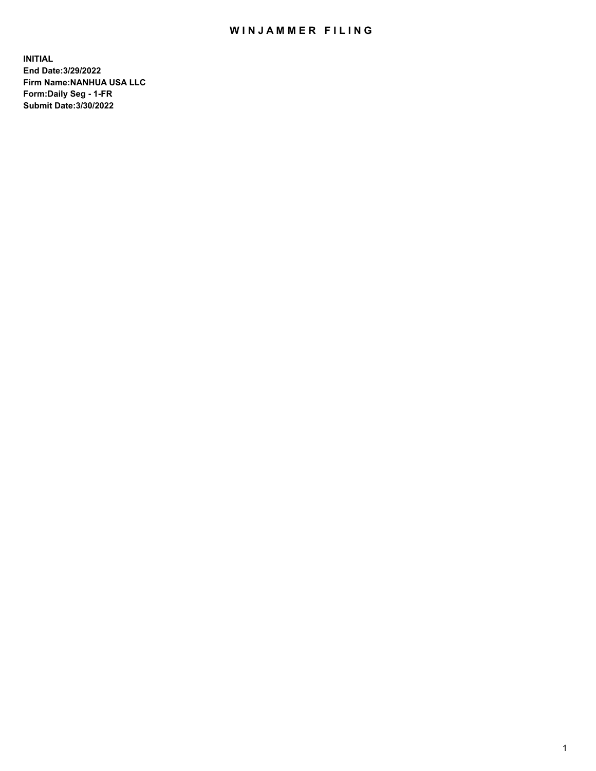# WINJAMMER FILING

**INITIAL**
**End Date:3/29/2022**
**Firm Name:NANHUA USA LLC**
**Form:Daily Seg - 1-FR**
**Submit Date:3/30/2022**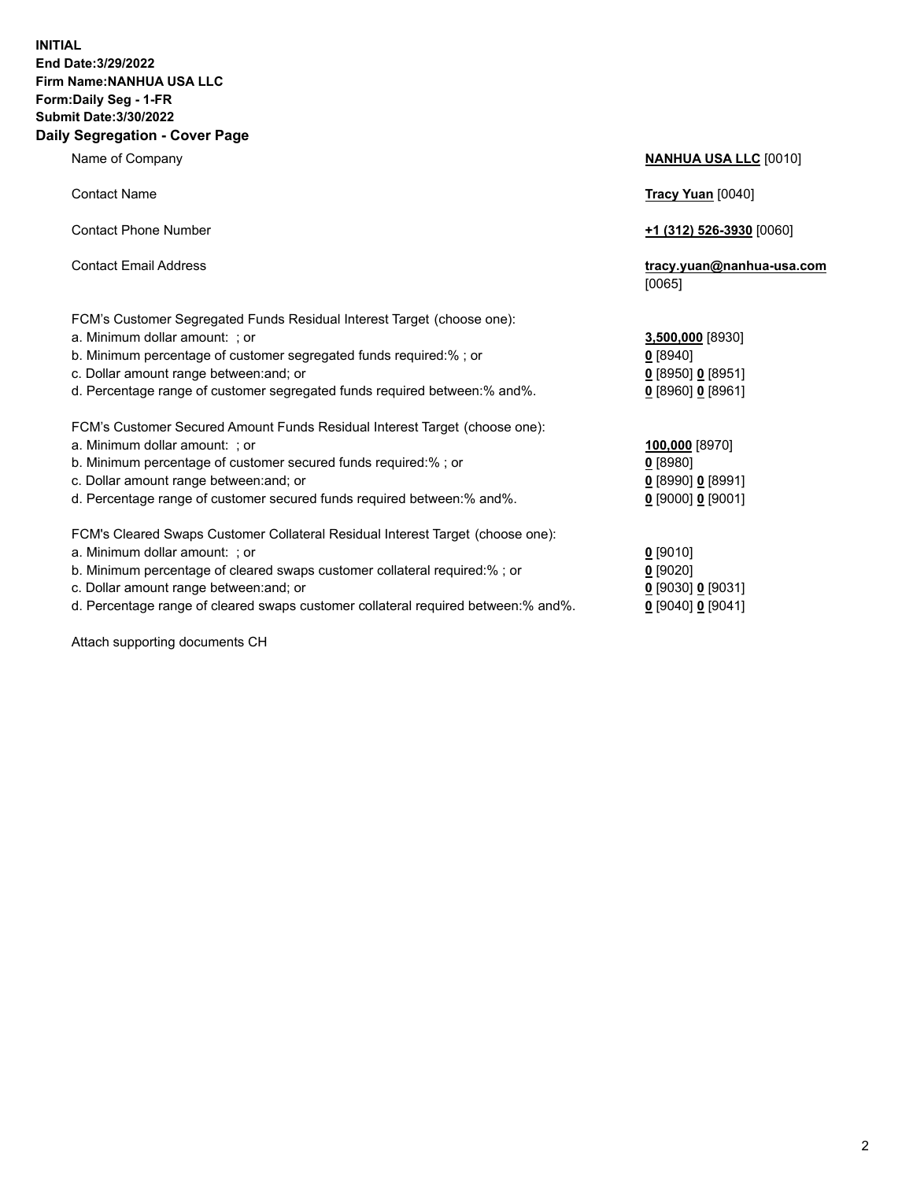**INITIAL**
**End Date:3/29/2022**
**Firm Name:NANHUA USA LLC**
**Form:Daily Seg - 1-FR**
**Submit Date:3/30/2022**

## Daily Segregation - Cover Page

| | |
|---|---|
| Name of Company | **NANHUA USA LLC** [0010] |
| Contact Name | **Tracy Yuan** [0040] |
| Contact Phone Number | **+1 (312) 526-3930** [0060] |
| Contact Email Address | **tracy.yuan@nanhua-usa.com** [0065] |

FCM's Customer Segregated Funds Residual Interest Target (choose one):

| | |
|---|---|
| a. Minimum dollar amount: ; or | **3,500,000** [8930] |
| b. Minimum percentage of customer segregated funds required:% ; or | **0** [8940] |
| c. Dollar amount range between:and; or | **0** [8950] **0** [8951] |
| d. Percentage range of customer segregated funds required between:% and%. | **0** [8960] **0** [8961] |

FCM's Customer Secured Amount Funds Residual Interest Target (choose one):

| | |
|---|---|
| a. Minimum dollar amount: ; or | **100,000** [8970] |
| b. Minimum percentage of customer secured funds required:% ; or | **0** [8980] |
| c. Dollar amount range between:and; or | **0** [8990] **0** [8991] |
| d. Percentage range of customer secured funds required between:% and%. | **0** [9000] **0** [9001] |

FCM's Cleared Swaps Customer Collateral Residual Interest Target (choose one):

| | |
|---|---|
| a. Minimum dollar amount: ; or | **0** [9010] |
| b. Minimum percentage of cleared swaps customer collateral required:% ; or | **0** [9020] |
| c. Dollar amount range between:and; or | **0** [9030] **0** [9031] |
| d. Percentage range of cleared swaps customer collateral required between:% and%. | **0** [9040] **0** [9041] |

Attach supporting documents CH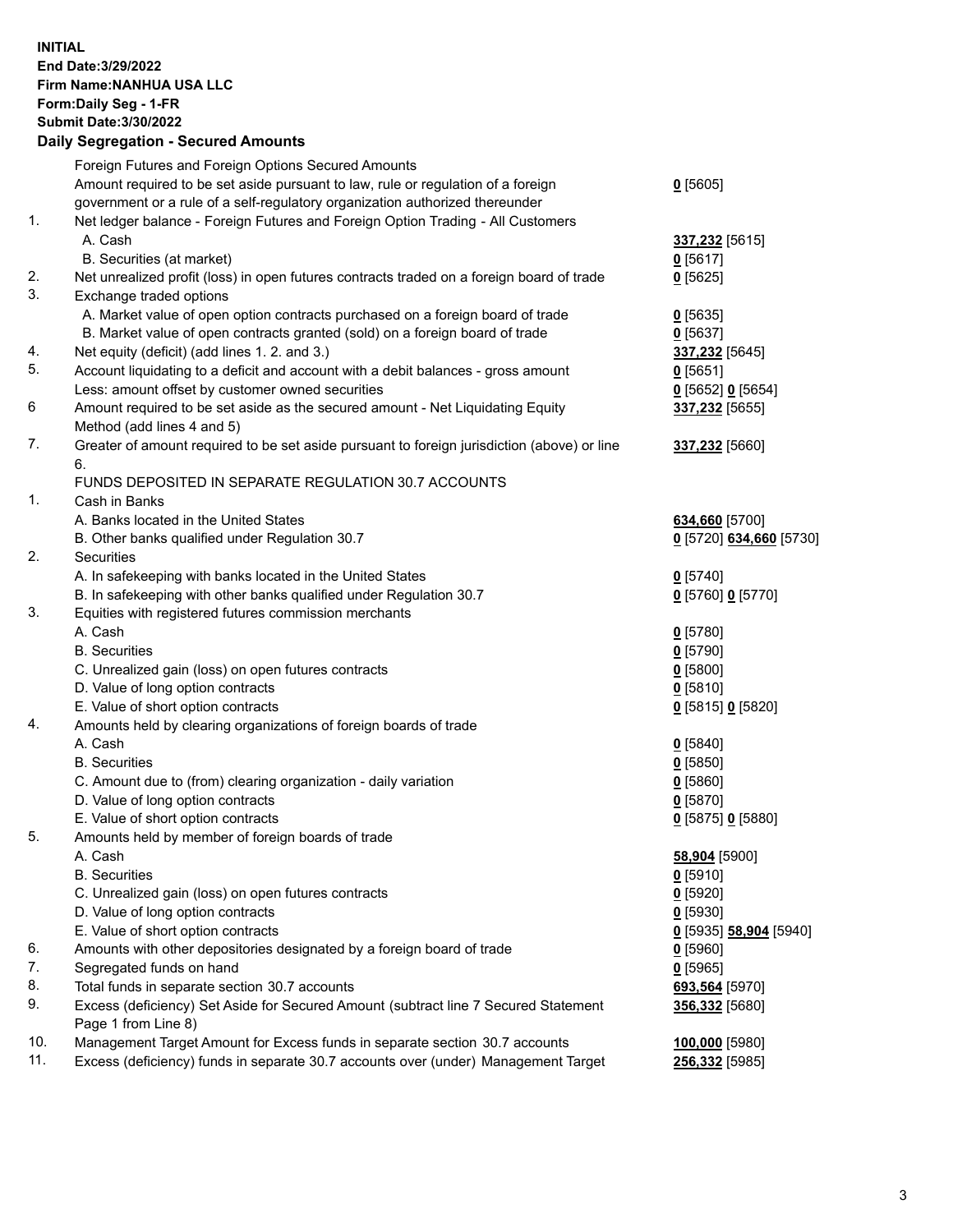**INITIAL**
**End Date:3/29/2022**
**Firm Name:NANHUA USA LLC**
**Form:Daily Seg - 1-FR**
**Submit Date:3/30/2022**

## Daily Segregation - Secured Amounts

| | | |
|---|---|---|
| | Foreign Futures and Foreign Options Secured Amounts | |
| | Amount required to be set aside pursuant to law, rule or regulation of a foreign government or a rule of a self-regulatory organization authorized thereunder | **0** [5605] |
| 1. | Net ledger balance - Foreign Futures and Foreign Option Trading - All Customers | |
| | A. Cash | **337,232** [5615] |
| | B. Securities (at market) | **0** [5617] |
| 2. | Net unrealized profit (loss) in open futures contracts traded on a foreign board of trade | **0** [5625] |
| 3. | Exchange traded options | |
| | A. Market value of open option contracts purchased on a foreign board of trade | **0** [5635] |
| | B. Market value of open contracts granted (sold) on a foreign board of trade | **0** [5637] |
| 4. | Net equity (deficit) (add lines 1. 2. and 3.) | **337,232** [5645] |
| 5. | Account liquidating to a deficit and account with a debit balances - gross amount | **0** [5651] |
| | Less: amount offset by customer owned securities | **0** [5652] **0** [5654] |
| 6 | Amount required to be set aside as the secured amount - Net Liquidating Equity Method (add lines 4 and 5) | **337,232** [5655] |
| 7. | Greater of amount required to be set aside pursuant to foreign jurisdiction (above) or line 6. | **337,232** [5660] |
| | FUNDS DEPOSITED IN SEPARATE REGULATION 30.7 ACCOUNTS | |
| 1. | Cash in Banks | |
| | A. Banks located in the United States | **634,660** [5700] |
| | B. Other banks qualified under Regulation 30.7 | **0** [5720] **634,660** [5730] |
| 2. | Securities | |
| | A. In safekeeping with banks located in the United States | **0** [5740] |
| | B. In safekeeping with other banks qualified under Regulation 30.7 | **0** [5760] **0** [5770] |
| 3. | Equities with registered futures commission merchants | |
| | A. Cash | **0** [5780] |
| | B. Securities | **0** [5790] |
| | C. Unrealized gain (loss) on open futures contracts | **0** [5800] |
| | D. Value of long option contracts | **0** [5810] |
| | E. Value of short option contracts | **0** [5815] **0** [5820] |
| 4. | Amounts held by clearing organizations of foreign boards of trade | |
| | A. Cash | **0** [5840] |
| | B. Securities | **0** [5850] |
| | C. Amount due to (from) clearing organization - daily variation | **0** [5860] |
| | D. Value of long option contracts | **0** [5870] |
| | E. Value of short option contracts | **0** [5875] **0** [5880] |
| 5. | Amounts held by member of foreign boards of trade | |
| | A. Cash | **58,904** [5900] |
| | B. Securities | **0** [5910] |
| | C. Unrealized gain (loss) on open futures contracts | **0** [5920] |
| | D. Value of long option contracts | **0** [5930] |
| | E. Value of short option contracts | **0** [5935] **58,904** [5940] |
| 6. | Amounts with other depositories designated by a foreign board of trade | **0** [5960] |
| 7. | Segregated funds on hand | **0** [5965] |
| 8. | Total funds in separate section 30.7 accounts | **693,564** [5970] |
| 9. | Excess (deficiency) Set Aside for Secured Amount (subtract line 7 Secured Statement Page 1 from Line 8) | **356,332** [5680] |
| 10. | Management Target Amount for Excess funds in separate section 30.7 accounts | **100,000** [5980] |
| 11. | Excess (deficiency) funds in separate 30.7 accounts over (under) Management Target | **256,332** [5985] |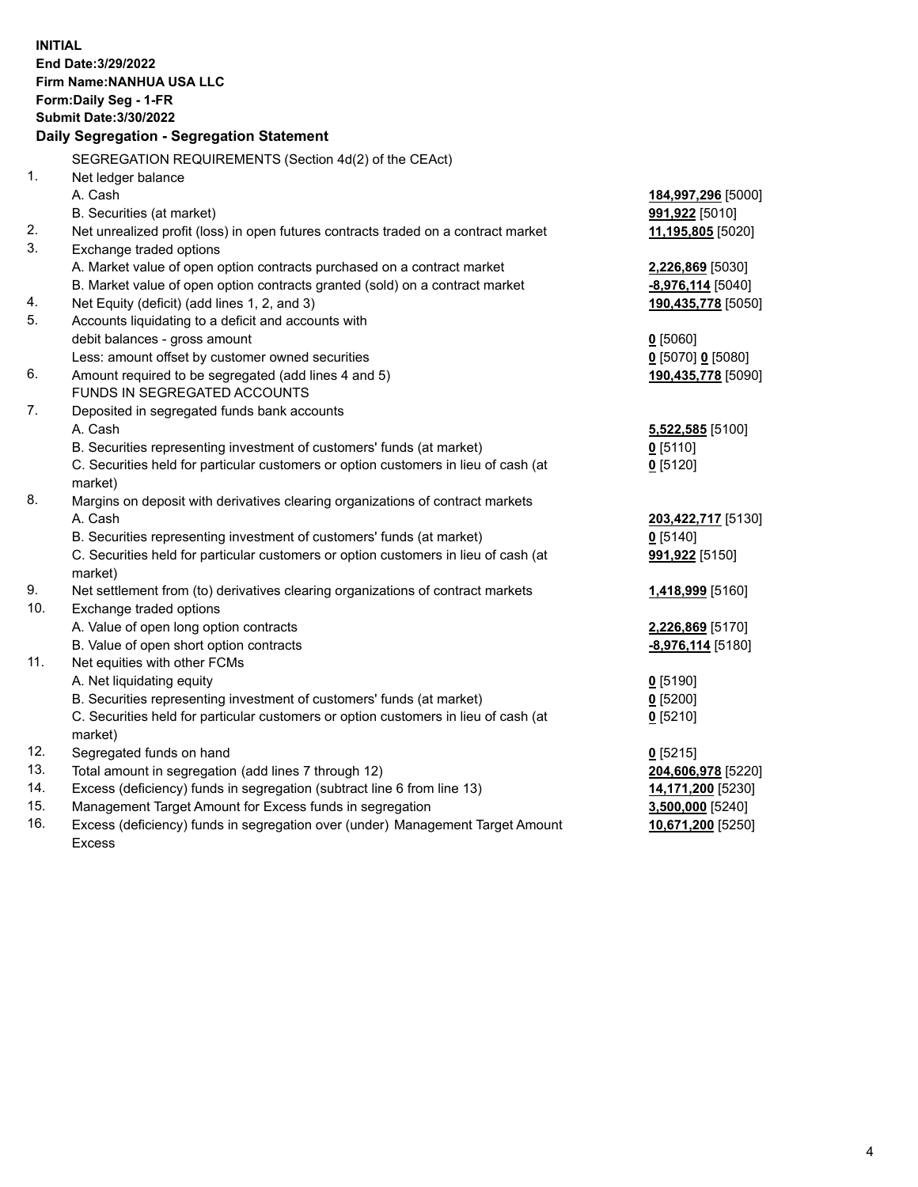**INITIAL**
**End Date:3/29/2022**
**Firm Name:NANHUA USA LLC**
**Form:Daily Seg - 1-FR**
**Submit Date:3/30/2022**

**Daily Segregation - Segregation Statement**

| | | |
|---|---|---|
| | SEGREGATION REQUIREMENTS (Section 4d(2) of the CEAct) | |
| 1. | Net ledger balance | |
| | A. Cash | **184,997,296** [5000] |
| | B. Securities (at market) | **991,922** [5010] |
| 2. | Net unrealized profit (loss) in open futures contracts traded on a contract market | **11,195,805** [5020] |
| 3. | Exchange traded options | |
| | A. Market value of open option contracts purchased on a contract market | **2,226,869** [5030] |
| | B. Market value of open option contracts granted (sold) on a contract market | **-8,976,114** [5040] |
| 4. | Net Equity (deficit) (add lines 1, 2, and 3) | **190,435,778** [5050] |
| 5. | Accounts liquidating to a deficit and accounts with | |
| | debit balances - gross amount | **0** [5060] |
| | Less: amount offset by customer owned securities | **0** [5070] **0** [5080] |
| 6. | Amount required to be segregated (add lines 4 and 5) | **190,435,778** [5090] |
| | FUNDS IN SEGREGATED ACCOUNTS | |
| 7. | Deposited in segregated funds bank accounts | |
| | A. Cash | **5,522,585** [5100] |
| | B. Securities representing investment of customers' funds (at market) | **0** [5110] |
| | C. Securities held for particular customers or option customers in lieu of cash (at market) | **0** [5120] |
| 8. | Margins on deposit with derivatives clearing organizations of contract markets | |
| | A. Cash | **203,422,717** [5130] |
| | B. Securities representing investment of customers' funds (at market) | **0** [5140] |
| | C. Securities held for particular customers or option customers in lieu of cash (at market) | **991,922** [5150] |
| 9. | Net settlement from (to) derivatives clearing organizations of contract markets | **1,418,999** [5160] |
| 10. | Exchange traded options | |
| | A. Value of open long option contracts | **2,226,869** [5170] |
| | B. Value of open short option contracts | **-8,976,114** [5180] |
| 11. | Net equities with other FCMs | |
| | A. Net liquidating equity | **0** [5190] |
| | B. Securities representing investment of customers' funds (at market) | **0** [5200] |
| | C. Securities held for particular customers or option customers in lieu of cash (at market) | **0** [5210] |
| 12. | Segregated funds on hand | **0** [5215] |
| 13. | Total amount in segregation (add lines 7 through 12) | **204,606,978** [5220] |
| 14. | Excess (deficiency) funds in segregation (subtract line 6 from line 13) | **14,171,200** [5230] |
| 15. | Management Target Amount for Excess funds in segregation | **3,500,000** [5240] |
| 16. | Excess (deficiency) funds in segregation over (under) Management Target Amount Excess | **10,671,200** [5250] |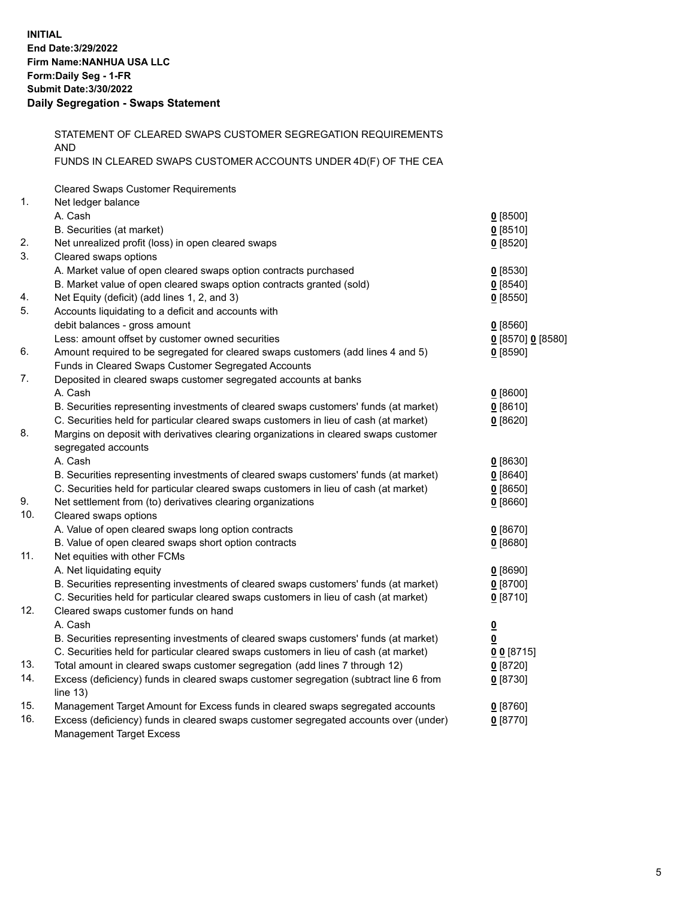**INITIAL**
**End Date:3/29/2022**
**Firm Name:NANHUA USA LLC**
**Form:Daily Seg - 1-FR**
**Submit Date:3/30/2022**
**Daily Segregation - Swaps Statement**

STATEMENT OF CLEARED SWAPS CUSTOMER SEGREGATION REQUIREMENTS AND FUNDS IN CLEARED SWAPS CUSTOMER ACCOUNTS UNDER 4D(F) OF THE CEA

| | | |
|---|---|---|
| | Cleared Swaps Customer Requirements | |
| 1. | Net ledger balance | |
| | A. Cash | 0 [8500] |
| | B. Securities (at market) | 0 [8510] |
| 2. | Net unrealized profit (loss) in open cleared swaps | 0 [8520] |
| 3. | Cleared swaps options | |
| | A. Market value of open cleared swaps option contracts purchased | 0 [8530] |
| | B. Market value of open cleared swaps option contracts granted (sold) | 0 [8540] |
| 4. | Net Equity (deficit) (add lines 1, 2, and 3) | 0 [8550] |
| 5. | Accounts liquidating to a deficit and accounts with | |
| | debit balances - gross amount | 0 [8560] |
| | Less: amount offset by customer owned securities | 0 [8570] 0 [8580] |
| 6. | Amount required to be segregated for cleared swaps customers (add lines 4 and 5) | 0 [8590] |
| | Funds in Cleared Swaps Customer Segregated Accounts | |
| 7. | Deposited in cleared swaps customer segregated accounts at banks | |
| | A. Cash | 0 [8600] |
| | B. Securities representing investments of cleared swaps customers' funds (at market) | 0 [8610] |
| | C. Securities held for particular cleared swaps customers in lieu of cash (at market) | 0 [8620] |
| 8. | Margins on deposit with derivatives clearing organizations in cleared swaps customer segregated accounts | |
| | A. Cash | 0 [8630] |
| | B. Securities representing investments of cleared swaps customers' funds (at market) | 0 [8640] |
| | C. Securities held for particular cleared swaps customers in lieu of cash (at market) | 0 [8650] |
| 9. | Net settlement from (to) derivatives clearing organizations | 0 [8660] |
| 10. | Cleared swaps options | |
| | A. Value of open cleared swaps long option contracts | 0 [8670] |
| | B. Value of open cleared swaps short option contracts | 0 [8680] |
| 11. | Net equities with other FCMs | |
| | A. Net liquidating equity | 0 [8690] |
| | B. Securities representing investments of cleared swaps customers' funds (at market) | 0 [8700] |
| | C. Securities held for particular cleared swaps customers in lieu of cash (at market) | 0 [8710] |
| 12. | Cleared swaps customer funds on hand | |
| | A. Cash | 0 |
| | B. Securities representing investments of cleared swaps customers' funds (at market) | 0 |
| | C. Securities held for particular cleared swaps customers in lieu of cash (at market) | 0 0 [8715] |
| 13. | Total amount in cleared swaps customer segregation (add lines 7 through 12) | 0 [8720] |
| 14. | Excess (deficiency) funds in cleared swaps customer segregation (subtract line 6 from line 13) | 0 [8730] |
| 15. | Management Target Amount for Excess funds in cleared swaps segregated accounts | 0 [8760] |
| 16. | Excess (deficiency) funds in cleared swaps customer segregated accounts over (under) Management Target Excess | 0 [8770] |